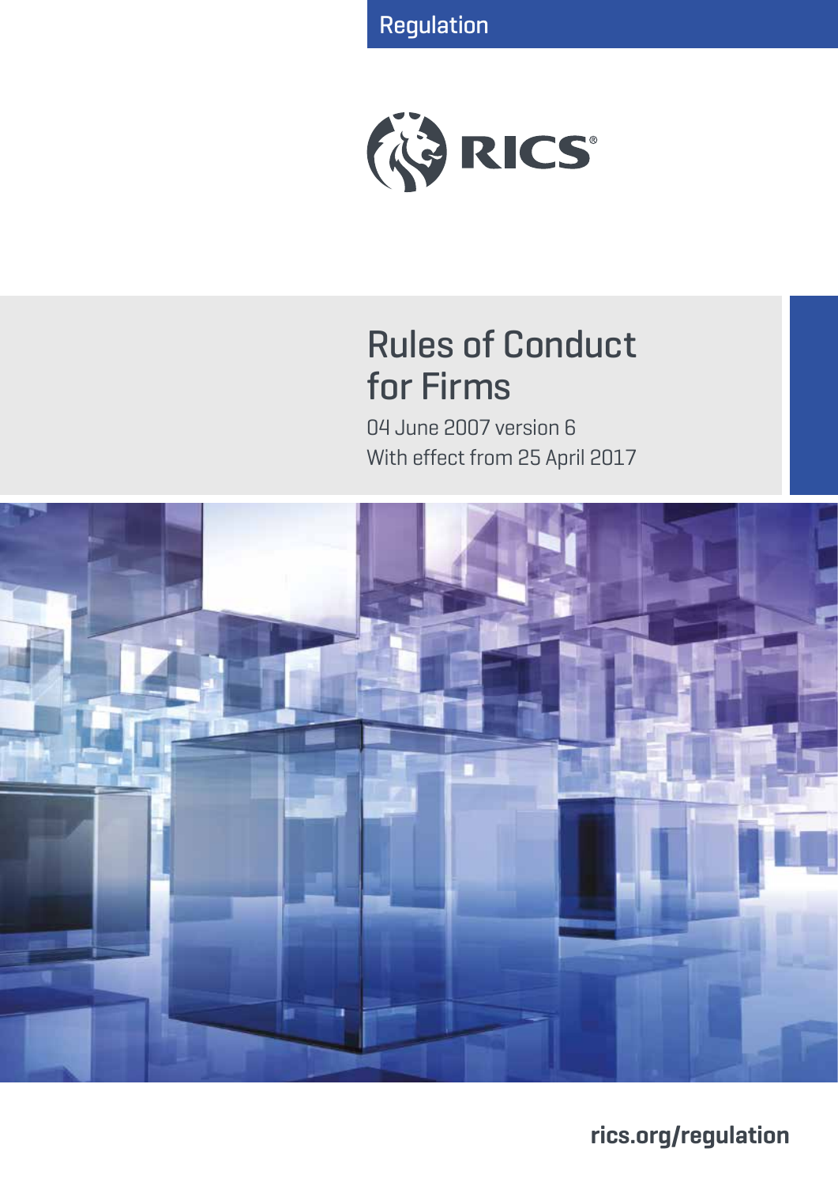Regulation

RICS®

# Rules of Conduct for Firms

04 June 2007 version 6

With effect from 25 April 2017

rics.org/regulation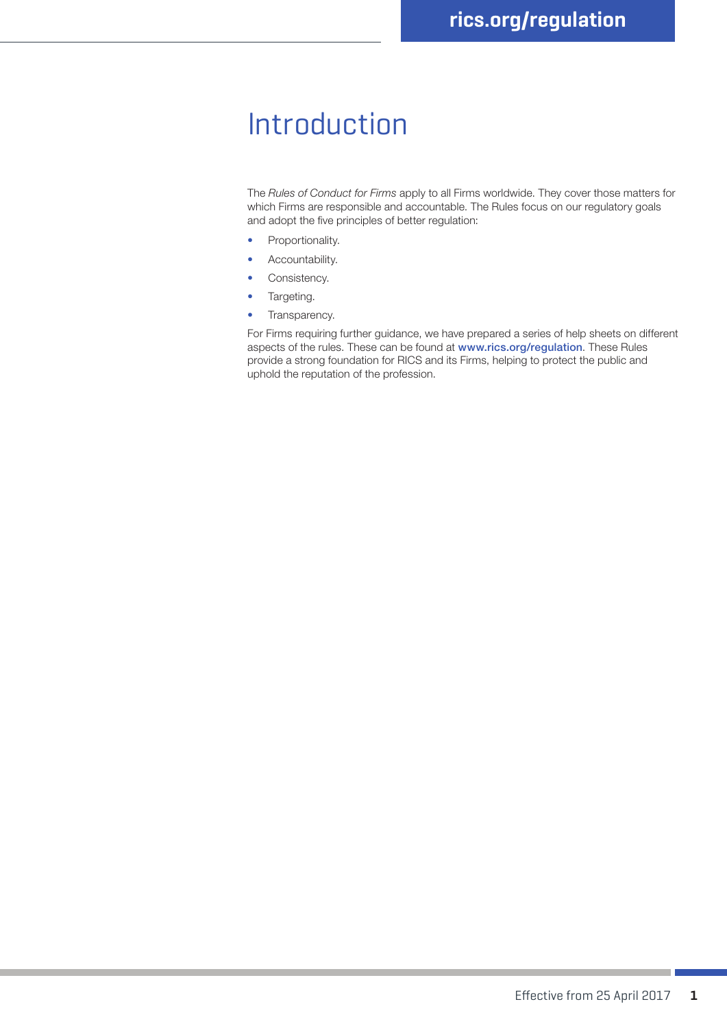# Introduction

The *Rules of Conduct for Firms* apply to all Firms worldwide. They cover those matters for which Firms are responsible and accountable. The Rules focus on our regulatory goals and adopt the five principles of better regulation:

- Proportionality.
- Accountability.
- Consistency.
- Targeting.
- Transparency.

For Firms requiring further guidance, we have prepared a series of help sheets on different aspects of the rules. These can be found at www.rics.org/regulation. These Rules provide a strong foundation for RICS and its Firms, helping to protect the public and uphold the reputation of the profession.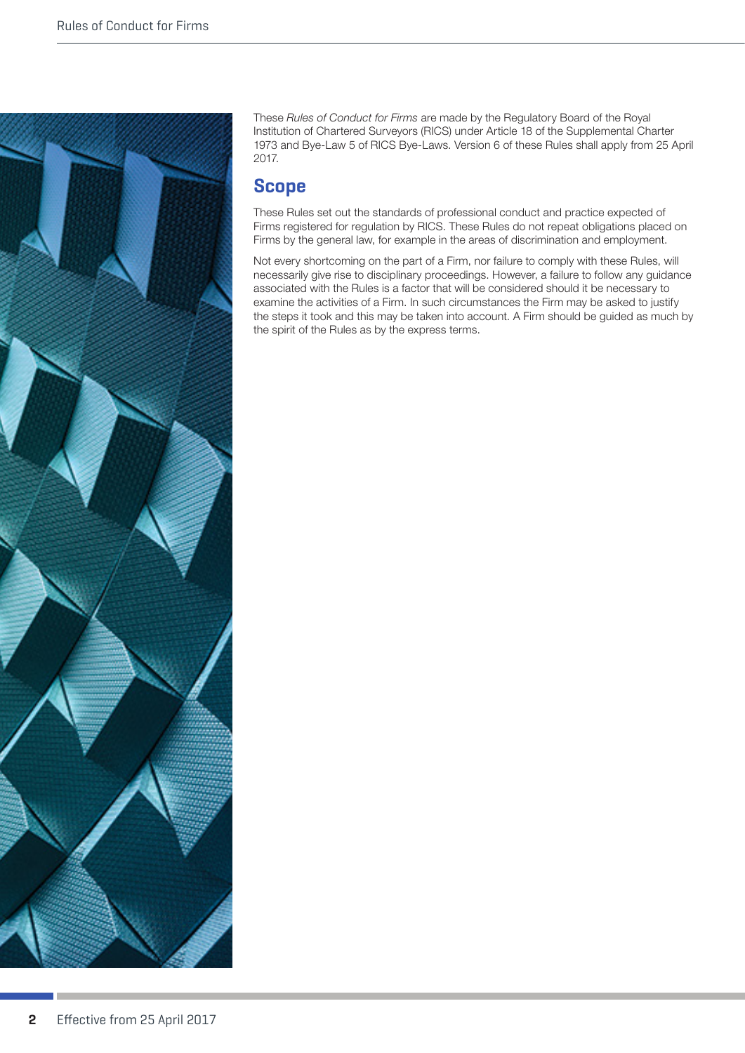These *Rules of Conduct for Firms* are made by the Regulatory Board of the Royal Institution of Chartered Surveyors (RICS) under Article 18 of the Supplemental Charter 1973 and Bye-Law 5 of RICS Bye-Laws. Version 6 of these Rules shall apply from 25 April 2017.

## Scope

These Rules set out the standards of professional conduct and practice expected of Firms registered for regulation by RICS. These Rules do not repeat obligations placed on Firms by the general law, for example in the areas of discrimination and employment.

Not every shortcoming on the part of a Firm, nor failure to comply with these Rules, will necessarily give rise to disciplinary proceedings. However, a failure to follow any guidance associated with the Rules is a factor that will be considered should it be necessary to examine the activities of a Firm. In such circumstances the Firm may be asked to justify the steps it took and this may be taken into account. A Firm should be guided as much by the spirit of the Rules as by the express terms.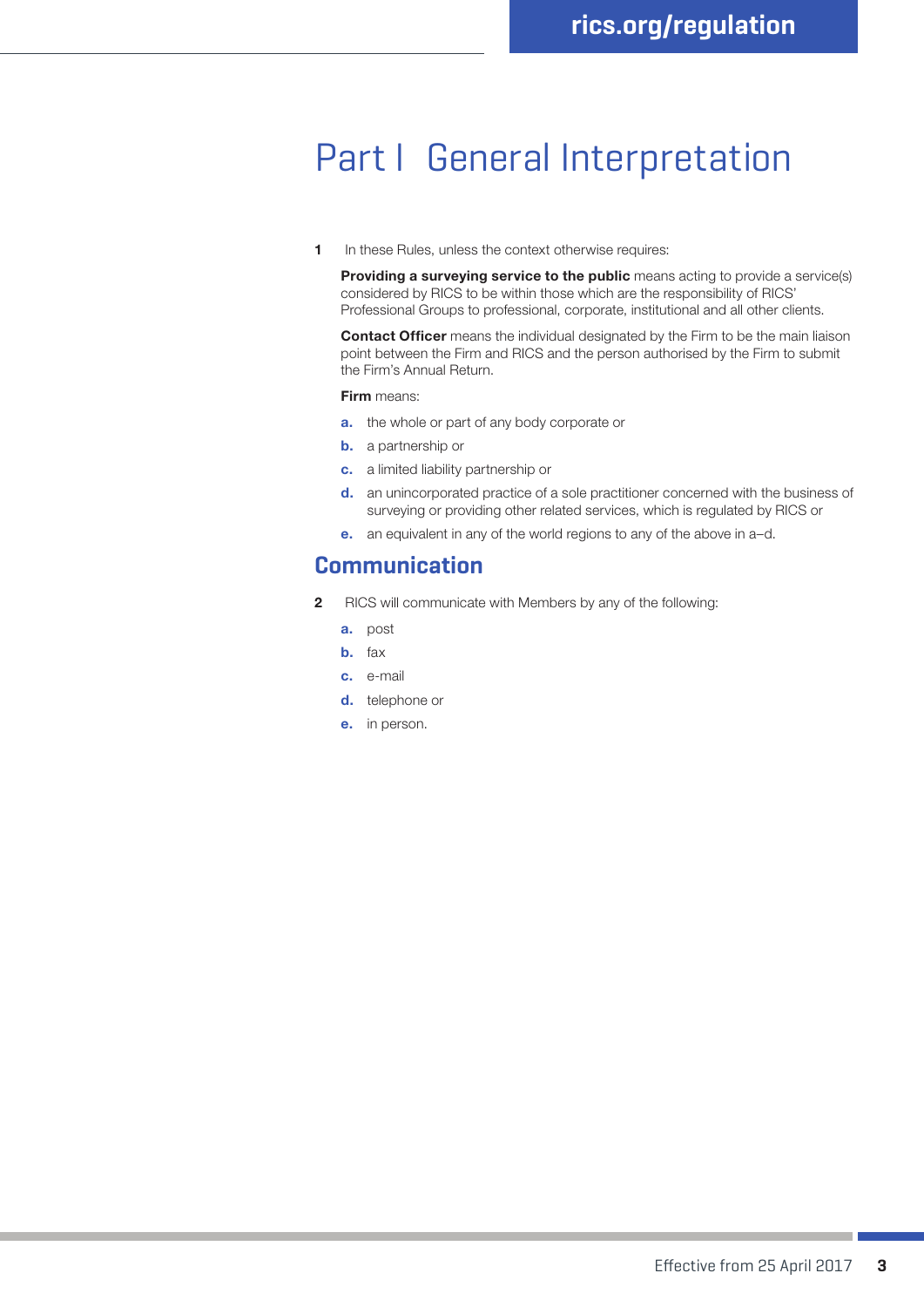# Part I General Interpretation

**1** In these Rules, unless the context otherwise requires:

**Providing a surveying service to the public** means acting to provide a service(s) considered by RICS to be within those which are the responsibility of RICS' Professional Groups to professional, corporate, institutional and all other clients.

**Contact Officer** means the individual designated by the Firm to be the main liaison point between the Firm and RICS and the person authorised by the Firm to submit the Firm's Annual Return.

**Firm** means:

- **a.** the whole or part of any body corporate or
- **b.** a partnership or
- **c.** a limited liability partnership or
- **d.** an unincorporated practice of a sole practitioner concerned with the business of surveying or providing other related services, which is regulated by RICS or
- **e.** an equivalent in any of the world regions to any of the above in a–d.

## Communication

**2** RICS will communicate with Members by any of the following:

- **a.** post
- **b.** fax
- **c.** e-mail
- **d.** telephone or
- **e.** in person.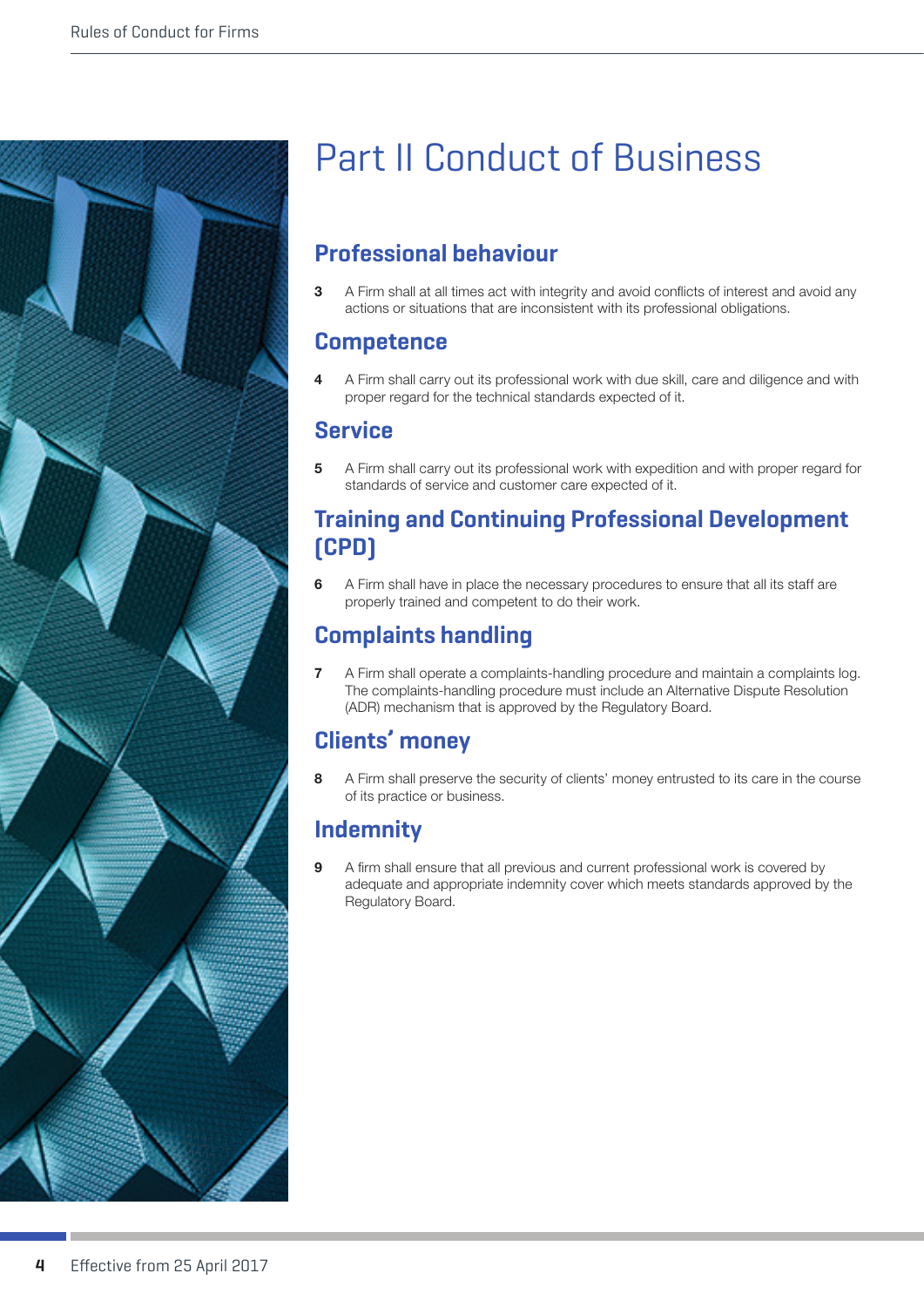# Part II Conduct of Business

## Professional behaviour

**3** A Firm shall at all times act with integrity and avoid conflicts of interest and avoid any actions or situations that are inconsistent with its professional obligations.

## Competence

**4** A Firm shall carry out its professional work with due skill, care and diligence and with proper regard for the technical standards expected of it.

## Service

**5** A Firm shall carry out its professional work with expedition and with proper regard for standards of service and customer care expected of it.

## Training and Continuing Professional Development (CPD)

**6** A Firm shall have in place the necessary procedures to ensure that all its staff are properly trained and competent to do their work.

## Complaints handling

**7** A Firm shall operate a complaints-handling procedure and maintain a complaints log. The complaints-handling procedure must include an Alternative Dispute Resolution (ADR) mechanism that is approved by the Regulatory Board.

## Clients' money

**8** A Firm shall preserve the security of clients' money entrusted to its care in the course of its practice or business.

## Indemnity

**9** A firm shall ensure that all previous and current professional work is covered by adequate and appropriate indemnity cover which meets standards approved by the Regulatory Board.

Effective from 25 April 2017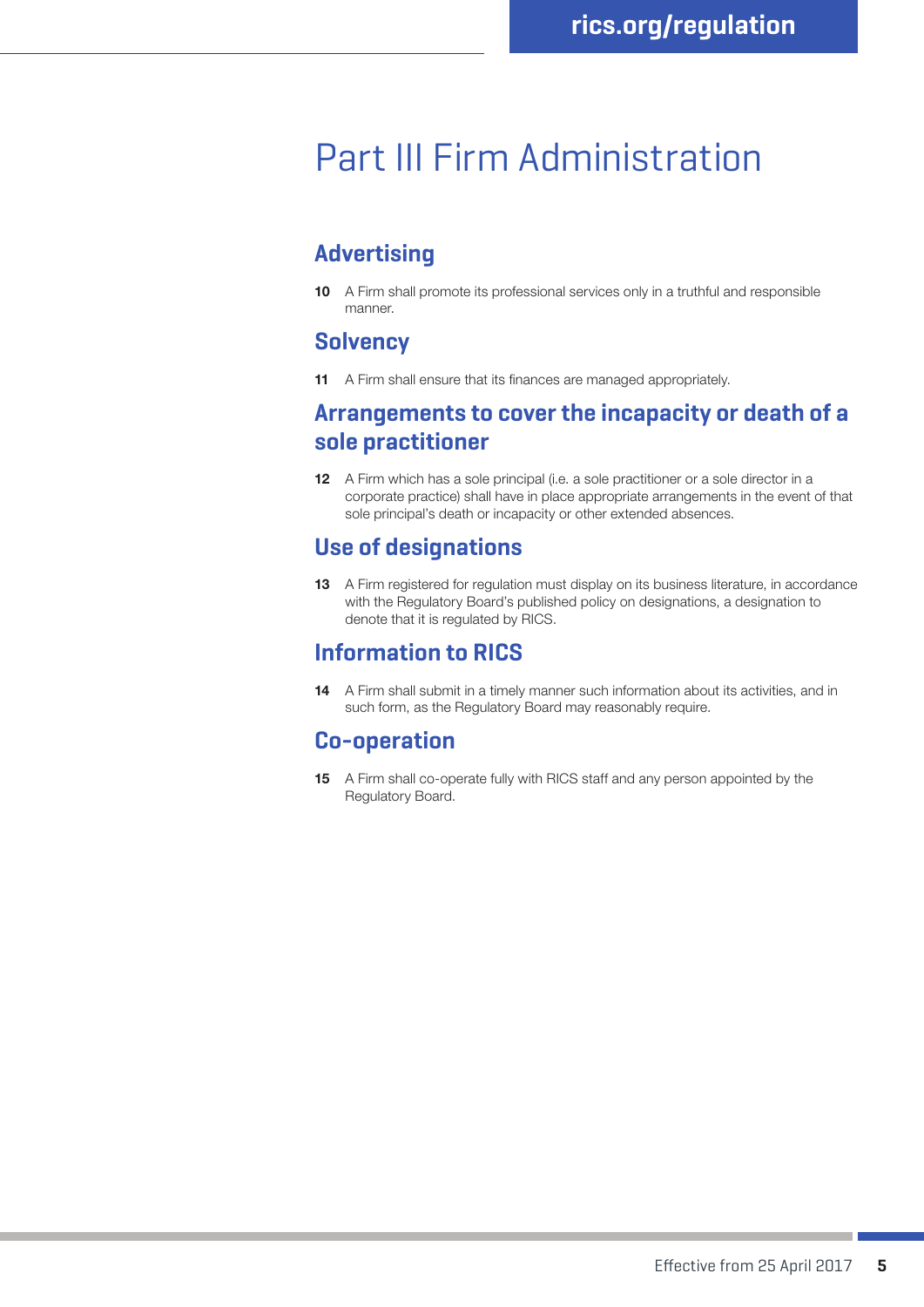# Part III Firm Administration

## Advertising

**10** A Firm shall promote its professional services only in a truthful and responsible manner.

## Solvency

**11** A Firm shall ensure that its finances are managed appropriately.

## Arrangements to cover the incapacity or death of a sole practitioner

**12** A Firm which has a sole principal (i.e. a sole practitioner or a sole director in a corporate practice) shall have in place appropriate arrangements in the event of that sole principal's death or incapacity or other extended absences.

## Use of designations

**13** A Firm registered for regulation must display on its business literature, in accordance with the Regulatory Board's published policy on designations, a designation to denote that it is regulated by RICS.

## Information to RICS

**14** A Firm shall submit in a timely manner such information about its activities, and in such form, as the Regulatory Board may reasonably require.

## Co-operation

**15** A Firm shall co-operate fully with RICS staff and any person appointed by the Regulatory Board.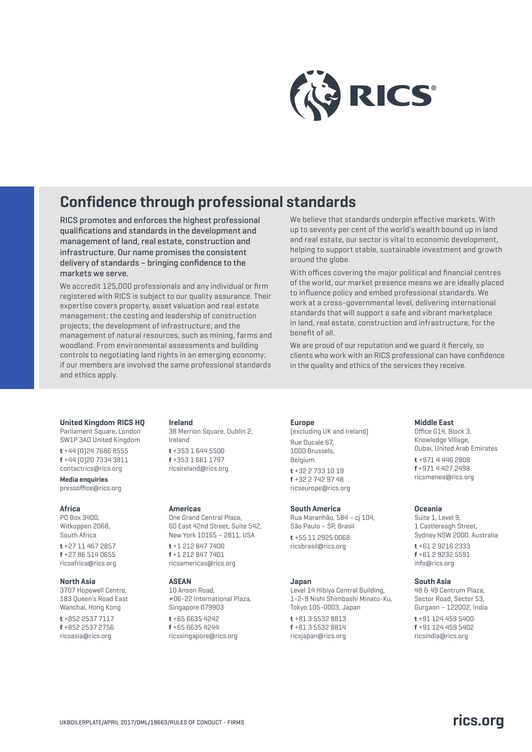## Confidence through professional standards

RICS promotes and enforces the highest professional qualifications and standards in the development and management of land, real estate, construction and infrastructure. Our name promises the consistent delivery of standards – bringing confidence to the markets we serve.

We accredit 125,000 professionals and any individual or firm registered with RICS is subject to our quality assurance. Their expertise covers property, asset valuation and real estate management; the costing and leadership of construction projects; the development of infrastructure; and the management of natural resources, such as mining, farms and woodland. From environmental assessments and building controls to negotiating land rights in an emerging economy; if our members are involved the same professional standards and ethics apply.

We believe that standards underpin effective markets. With up to seventy per cent of the world's wealth bound up in land and real estate, our sector is vital to economic development, helping to support stable, sustainable investment and growth around the globe.

With offices covering the major political and financial centres of the world, our market presence means we are ideally placed to influence policy and embed professional standards. We work at a cross-governmental level, delivering international standards that will support a safe and vibrant marketplace in land, real estate, construction and infrastructure, for the benefit of all.

We are proud of our reputation and we guard it fiercely, so clients who work with an RICS professional can have confidence in the quality and ethics of the services they receive.

**United Kingdom RICS HQ**
Parliament Square, London
SW1P 3AD United Kingdom
**t** +44 (0)24 7686 8555
**f** +44 (0)20 7334 3811
contactrics@rics.org

**Media enquiries**
pressoffice@rics.org

**Africa**
PO Box 3400,
Witkoppen 2068,
South Africa
**t** +27 11 467 2857
**f** +27 86 514 0655
ricsafrica@rics.org

**North Asia**
3707 Hopewell Centre,
183 Queen's Road East
Wanchai, Hong Kong
**t** +852 2537 7117
**f** +852 2537 2756
ricsasia@rics.org

**Ireland**
38 Merrion Square, Dublin 2,
Ireland
**t** +353 1 644 5500
**f** +353 1 661 1797
ricsireland@rics.org

**Americas**
One Grand Central Place,
60 East 42nd Street, Suite 542,
New York 10165 – 2811, USA
**t** +1 212 847 7400
**f** +1 212 847 7401
ricsamericas@rics.org

**ASEAN**
10 Anson Road,
#06-22 International Plaza,
Singapore 079903
**t** +65 6635 4242
**f** +65 6635 4244
ricssingapore@rics.org

**Europe**
(excluding UK and Ireland)
Rue Ducale 67,
1000 Brussels,
Belgium
**t** +32 2 733 10 19
**f** +32 2 742 97 48
ricseurope@rics.org

**South America**
Rua Maranhão, 584 – cj 104,
São Paulo – SP, Brasil
**t** +55 11 2925 0068
ricsbrasil@rics.org

**Japan**
Level 14 Hibiya Central Building,
1-2-9 Nishi Shimbashi Minato-Ku,
Tokyo 105-0003, Japan
**t** +81 3 5532 8813
**f** +81 3 5532 8814
ricsjapan@rics.org

**Middle East**
Office G14, Block 3,
Knowledge Village,
Dubai, United Arab Emirates
**t** +971 4 446 2808
**f** +971 4 427 2498
ricsmenea@rics.org

**Oceania**
Suite 1, Level 9,
1 Castlereagh Street,
Sydney NSW 2000. Australia
**t** +61 2 9216 2333
**f** +61 2 9232 5591
info@rics.org

**South Asia**
48 & 49 Centrum Plaza,
Sector Road, Sector 53,
Gurgaon – 122002, India
**t** +91 124 459 5400
**f** +91 124 459 5402
ricsindia@rics.org

UKBOILERPLATE/APRIL 2017/DML/19663/RULES OF CONDUCT - FIRMS

**rics.org**